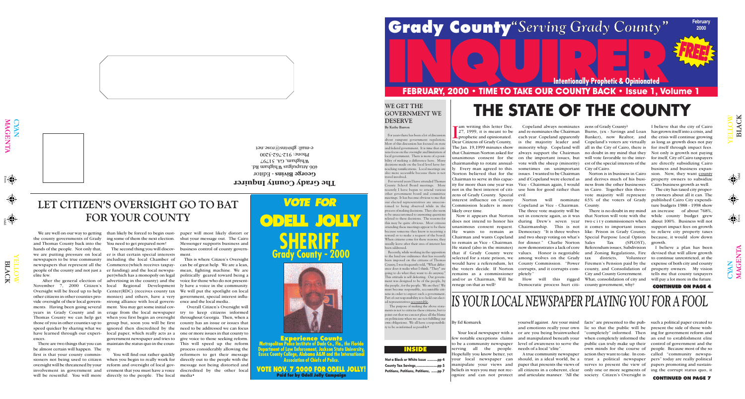# Grady County "Serving Grady County"

# INQUIRER

February 2000

FREE!

**Intentionally Prophetic & Opinionated**

## FEBRUARY, 2000 • TIME TO TAKE OUR COUNTY BACK • Issue 1, Volume 1

# THE STATE OF THE COUNTY

I am writing this letter Dec. 27, 1999, it is meant to be prophetic and opinionated. Dear Citizens of Grady County, The Jan. 19,1999 minutes show that Chairman Norton asked for unanimous consent for the chairmanship to rotate annually. Every man agreed to this. Norton believed that for the Chairman to serve in this capacity for more than one year was not in the best interest of citizens of Grady County. Special interest influence on County Commission leaders is more likely over time.

Now it appears that Norton does not intend to honor his unanimous consent request. He wants to remain as Chairman and wants Copeland to remain as Vice - Chairman. He stated (also in the minutes) that if Grady County were selected for a state prison, we would have a referendum, let the voters decide. If Norton remains as a commissioner and/or as Chairman, Will he renege on that as well?

Copeland always nominates and re-nominates the Chairman each year. Copeland apparently is the majority leader and minority whip. Copeland will always support the Chairman on the important issues, but vote with the sheep (minority) sometimes on unimportant issues. I wanted to be Chairman and if Copeland were elected as Vice - Chairman again, I would use him for good rather than evil.

Norton will nominate Copeland as Vice - Chairman. The three vote majority will be set in concrete again, as it was during Drew's seven year Chairmanship. This is not Democracy. "It is three wolves and two sheep voting on what's for dinner." Charlie Norton now demonstrates a lack of core values. Honor is negotiable among wolves on the Grady County Commission. "Power corrupts, and it corrupts completely."

How will this rigged Democratic process hurt citizens of Grady County?

Burns, (ex - Savings and Loan Banker), now Realtor, and Copeland's voters are virtually all in the City of Cairo, there is no doubt in my mind that they will vote favorable to the interest of the special interests of the City of Cairo.

Norton is in business in Cairo and derives much of his business from the other businesses in Cairo. Together this three-vote majority will represent 63% of the voters of Grady County.

There is no doubt in my mind that Norton will vote with the two city commissioners when it comes to important issues like: Prison in Grady County, Special Purpose Local Option Sales Tax (SPLOST), Referendum issues, Subdivision and Zoning Regulations, Fire tax districts, Volunteer Firemen's Pension paid by the county, and Consolidation of City and County Government. What; consolidation of city and county government, why?

I believe that the city of Cairo has grown itself into a crisis, and the crisis will continue growing as long as growth does not pay for itself through impact fees. Not only is growth not paying for itself, City of Cairo taxpayers are directly subsidizing Cairo business and business expansion. Now, they want county property owners to subsidize Cairo business growth as well.

The city has taxed city property owners about all it can. The published Cairo city expenditure budgets 1988 - 1998 show an increase of about 768%, while county budget grew about 100%. Business will not support impact fees on growth to relieve city property taxes because, it would slow down growth.

I believe a plan has been devised that will allow growth to continue unrestricted, at the expense of both city and county property owners. My vision tells me that county taxpayers will pay a lot more in the future.

**CONTINUED ON PAGE 4**

## WE GET THE GOVERNMENT WE DESERVE

By Kathy Barron

For years there has been a lot of discussion about rampant government regulation. Most of this discussion has focused on state and federal government. It is time that citizens focus on the oversight and limitation of local government. There is more of a possibility of making a difference here. Many decisions made on the local level have far-reaching ramifications. Local meetings are also more accessible because there is not travel involved.

For several years I have attended Thomas County School Board meetings. More recently I have begun to attend various other government board and committee meetings. It has become obvious to me that our elected representatives are unaccustomed to being observed while in the process of making decisions. They also seem to be unaccustomed to answering questions related to these decisions. The reasons for this may be quite obvious. Most citizens attending these meetings appear to be there because someone they know is receiving a reward or to make a request of the board. When citizens come for these reasons, they usually leave after their area of interest has been addressed.

Recently, while working in the opposition to the land use ordinance that has recently been imposed on the citizens of Thomas County, I was frequently told, "What difference does it make what I think." They" are going to do what they want to do anyway." This attitude is self defeating. Our government was designed to be of the people, by the people, for the people. We are they! We must become responsible, accountable citizens in order to expect such a government. Part of our responsibility is to hold our elected representatives accountable.

The purpose of making the above statements is not to criticize these citizens, but to point out that we can not place all the blame on politicians when we are not fulfilling our own obligations. We all have a responsibility to be as informed as possible•

## INSIDE

**Not a Black or White Issue** ...........pp 4
**County Tax Savings,** .....................pp 5
**Petitions, Petitions, Petitions,** .......pp 7

# IS YOUR LOCAL NEWSPAPER PLAYING YOU FOR A FOOL

By Ed Komarek

Your local newspaper with a few notable exceptions claims to be a community newspaper serving all the people. Hopefully you know better, yet your local newspaper can manipulate your views and beliefs in ways you may not recognize and can not protect yourself against. Are your mind and emotions really your own or are you being brainwashed and manipulated beneath your level of awareness to serve the needs of a local "elite".

A true community newspaper should, in a ideal world, be a paper that presents the views of all citizens in a coherent, clear and articulate manner. "All the facts" are presented to the public so that the public will be "completely" informed. Then when completely informed the public can truly make up their own minds for the course of action they want to take. In contrast a political newspaper serves to present the view of only one or more segments of society. Citizen's Oversight is such a political paper created to present the side of those wishing for government reform and an end to establishment elite control of government and the people. Because most of the so called "community newspapers" today are really political papers promoting and sustaining the corrupt status quo, it

**CONTINUED ON PAGE 7**

# LET CITIZEN'S OVERSIGHT GO TO BAT FOR YOUR COUNTY

We are well on our way to getting the county governments of Grady and Thomas County back into the hands of the people. Not only that, we are putting pressure on local newspapers to be true community newspapers that represent all the people of the county and not just a elite few.

After the general election of November 7, 2000 Citizen's Oversight will be freed up to help other citizens in other counties provide oversight of their local governments. Having been going several years in Grady County and in Thomas County we can help get those of you in other counties up to speed quicker by sharing what we have learned through our experiences.

There are two things that you can be almost certain will happen. The first is that your county commissioners not being used to citizen oversight will be threatened by your involvement in government and will be resentful. You will more than likely be forced to begin ousting some of them the next election. You need to get prepared now!

The second thing you will discover is that certain special interests including the local Chamber of Commerce(which receives taxpayer funding) and the local newspaper(which has a monopoly on legal advertising in the county) and the local Regional Development Center(RDC) (receives county tax monies) and others, have a very strong alliance with local government. You may get some initial coverage from the local newspaper when you first begin an oversight group but, soon you will be first ignored then discredited by the local paper, which really acts as a government newspaper and tries to maintain the status quo in the county.

You will find out rather quickly when you begin to really work for reform and oversight of local government that you must have a voice directly to the people. The local paper will most likely distort or shut your message out. The Cairo Messenger supports business and business control of county government.

This is where Citizen's Oversight can be of great help. We are a lean, mean, fighting machine. We are politically geared toward being a voice for those who do not presently have a voice in the community. We will put the spotlight on local government, special interest influence and the local media..

Overall Citizen's Oversight will try to keep citizens informed throughout Georgia. Then, when a county has an issue or issues that need to be addressed we can focus one or more issues in that county to give voice to those seeking reform. This will speed up the reform process considerably allowing the reformers to get their message directly out to the people with the message not being distorted and discredited by the other local media•

**The Grady County Inquirer**
**George Bivins - Editor**
406 Attapulgus Whigham Rd.
Whigham, GA. 31797
Phone: 912-762-3200
e-mail: gbivins@rose.net

## VOTE FOR
# ODELL JOLLY
# SHERIFF
### Grady County - 2000

**Experience Counts**
**Metropolitan Police Institute of Dade Co., Fla., the Florida Department of Law Enforcement, Jackson State University, Essex County College, Alabama A&M and the International Association of Chiefs of Police.**

**VOTE NOV. 7 2000 FOR ODELL JOLLY!**
Paid for by Odell Jolly Campaign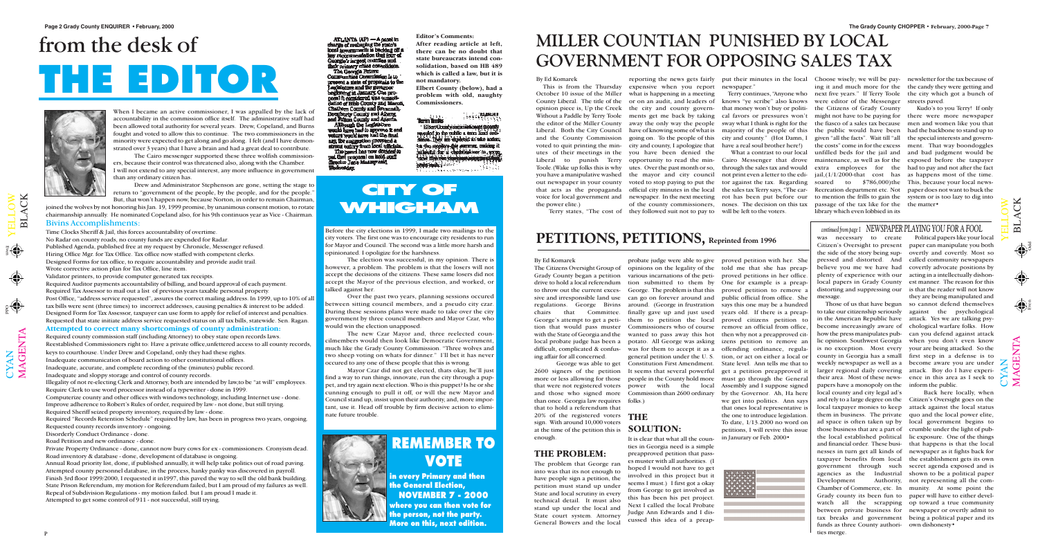# from the desk of THE EDITOR

When I became an active commissioner, I was appalled by the lack of accountability in the commission office itself. The administrative staff had been allowed total authority for several years. Drew, Copeland, and Burns fought and voted to allow this to continue. The two commissioners in the minority were expected to get along and go along. I felt (and I have demonstrated over 3 years) that I have a brain and had a great deal to contribute.

The Cairo messenger supported these three wolfish commissioners, because their control was threatened also, along with the Chamber. I will not extend to any special interest, any more influence in government than any ordinary citizen has.

Drew and Administrator Stephenson are gone, setting the stage to return to "government of the people, by the people, and for the people." But, that won't happen now, because Norton, in order to remain Chairman, joined the wolves by not honoring his Jan. 19, 1999 promise, by unanimous consent motion, to rotate chairmanship annually. He nominated Copeland also, for his 9th continuous year as Vice - Chairman.

## Bivins Accomplishments:

Time Clocks Sheriff & Jail, this forces accountability of overtime.
No Radar on county roads, no county funds are expended for Radar.
Published Agenda, published free at my request by Chronicle, Messenger refused.
Hiring Office Mgr. for Tax Office. Tax office now staffed with competent clerks.
Designed Forms for tax office, to require accountability and provide audit trail.
Wrote corrective action plan for Tax Office, line item.
Validator printers, to provide computer generated tax receipts.
Required Auditor payments accountability of billing, and board approval of each payment.
Required Tax Assessor to mail out a list of previous years taxable personal property.
Post Office, "address service requested", assures the correct mailing address. In 1999, up to 10% of all tax bills were sent (three times) to incorrect addresses, causing penalties & interest to be added.
Designed Form for Tax Assessor, taxpayer can use form to apply for relief of interest and penalties.
Requested that state initiate address service requested status on all tax bills, statewide. Sen. Ragan.

### Attempted to correct many shortcomings of county administration:

Required county commission staff (including Attorney) to obey state open records laws.
Reestablished Commissioners right to: Have a private office,unfettered access to all county records, keys to courthouse. Under Drew and Copeland, only they had these rights.
Inadequate communication of board action to other constitutional offices.
Inadequate, accurate, and complete recording of the (minutes) public record.
Inadequate and sloppy storage and control of county records.
Illegality of not re-electing Clerk and Attorney, both are intended by law,to be "at will" employees.
Require Clerk to use word processor instead of a typewriter - done in 1999.
Computerize county and other offices with windows technology, including Internet use - done.
Improve adherence to Robert's Rules of order, required by law - not done, but still trying.
Required Sheriff seized property inventory, required by law - done.
Required "Records Retention Schedule" required by law, has been in progress two years, ongoing.
Requested county records inventory - ongoing.
Disorderly Conduct Ordinance - done.
Road Petition and new ordinance - done.
Private Property Ordinance - done, cannot now bury cows for ex - commissioners. Cronyism dead.
Road inventory & database - done, development of database is ongoing.
Annual Road priority list, done, if published annually, it will help take politics out of road paving.
Attempted county personnel database, in the process, hanky panky was discovered in payroll.
Finish 3rd floor 1999/2000, I requested it in1997, this paved the way to sell the old bank building.
State Prison Referendum, my motion for Referendum failed, but I am proud of my failures as well.
Repeal of Subdivision Regulations - my motion failed, but I am proud I made it.
Attempted to get some control of 911 - not successful, still trying.

ATLANTA (AP) — A panel in charge of reshaping the state's local governments is backing off a key recommendation that four of Georgia's largest counties and their primary cities consolidate.

The Georgia Future Communities Commission is to present a slate of proposals to the Legislature and the governor beginning in January. One proposal it considered was consolidation of Bibb County and Macon, Chatham County and Savannah, Dougherty County and Albany, and Fulton County and Atlanta.

Although the Legislature would have had to approve it and voters would have had the final say, the suggestion provoked a strong outcry from local officials.

The panel has now decided to put that proposal on hold, staff director Jane Massey said Wednesday.

**Editor's Comments:**
**After reading article at left, there can be no doubt that state bureaucrats intend consolidation, based on HB 489 which is called a law, but it is not mandatory.**
**Elbert County (below), had a problem with old, naughty Commissioners.**

Term limits
Elbert County commissioners recently... [illegible clipping]

# CITY OF WHIGHAM

Before the city elections in 1999, I made two mailings to the city voters. The first one was to encourage city residents to run for Mayor and Council. The second was a little more harsh and opinionated. I opologize for the harshness.

The election was successful, in my opinion. There is however, a problem. The problem is that the losers will not accept the decisions of the citizens. These same losers did not accept the Mayor of the previous election, and worked, or talked against her.

Over the past two years, planning sessions occured between sitting council members, and a pseudo city czar. During these sessions plans were made to take over the city government by three council members and Mayor Czar, who would win the election unapposed.

The new Czar Mayor and, three reelected councilmembers would then look like Democratic Government, much like the Grady County Commission. "Three wolves and two sheep voting on whats for dinner." I'll bet it has never occured to any one of these people that this is wrong.

Mayor Czar did not get elected, thats okay, he'll just find a way to run things, innovate, run the city through a puppet, and try again next election. Who is this puppet? Is he or she cunning enough to pull it off, or will the new Mayor and Council stand up, insist upon their authority, and, more important, use it. Head off trouble by firm decisive action to eliminate future trouble.

# REMEMBER TO VOTE

**in every Primary and then the General Election, NOVEMBER 7 - 2000 where you can then vote for the person, not the party. More on this, next edition.**

# MILLER COUNTIAN PUNISHED BY LOCAL GOVERNMENT FOR OPPOSING SALES TAX

By Ed Komarek

This is from the Thursday October 10 issue of the Miller County Liberal. The title of the opinion piece is, Up the Creek Without a Paddle by Terry Toole the editor of the Miller County Liberal. Both the City Council and the County Commission voted to quit printing the minutes of their meetings in the Liberal to punish Terry Toole.(Wake up folks this is why you have a manipulative washed out newspaper in your county that acts as the propaganda voice for local government and the power elite.)

Terry states, "The cost of reporting the news gets fairly expensive when you report what is happening in a meeting or on an audit, and leaders of the city and county governments get me back by taking away the only way the people have of knowing some of what is going on. To the people of this city and county, I apologize that you have been denied the opportunity to read the minutes. Over the past month or so, the mayor and city council voted to stop paying to put the official city minutes in the local newspaper. In the next meeting of the county commissioners, they followed suit not to pay to put their minutes in the local newspaper."

Terry continues, "Anyone who knows "ye scribe" also knows that money won't buy or political favors or pressures won't sway what I think is right for the majority of the people of this city and county." (Hot Damn, I have a real soul brother here!)

What a contrast to our local Cairo Messenger that drove through the sales tax and would not print even a letter to the editor against the tax. Regarding the sales tax Terry says, "The carrot has been put before our noses. The decision on this tax will be left to the voters. Choose wisely; we will be paying it and much more for the next five years." If Terry Toole were editor of the Messenger the Citizens of Grady County might not have to be paying for the fiasco of a sales tax because the public would have been given "all the facts". Wait till "all the costs" come in for the excess unfilled beds for the jail and maintenance, as well as for the extra employees for the jail,(1/1/2000-that cost has soared to $786,000)the Recreation department etc. Not to mention the frills to gain the passage of the tax like for the library which even lobbied in its newsletter for the tax because of the candy they were getting and the city which got a bunch of streets paved.

Kudo's to you Terry! If only there were more newspaper men and women like you that had the backbone to stand up to the special interests and government. That way boondoggles and bad judgment would be exposed before the taxpayer had to pay and not after the fact as happens most of the time. This, because your local newspaper does not want to buck the system or is too lazy to dig into the matter•

# PETITIONS, PETITIONS, Reprinted from 1996

By Ed Komarek

The Citizens Oversight Group of Grady County began a petition drive to hold a local referendum to throw out the current excessive and irresponsible land use regulations. George Bivins chairs that Committee. George's attempt to get a petition that would pass muster with the State of Georgia and the local probate judge has been a difficult, complicated & confusing affair for all concerned.

George was able to get 2600 signers of the petition more or less allowing for those that were not registered voters and those who signed more than once. Georgia law requires that to hold a referendum that 20% of the registered voters sign. With around 10,000 voters at the time of the petition this is enough.

## THE PROBLEM:

The problem that George ran into was that its not enough to have people sign a petition, the petition must stand up under State and local scrutiny in every technical detail. It must also stand up under the local and State court system. Attorney General Bowers and the local probate judge were able to give opinions on the legality of the various incarnations of the petition submitted to them by George. The problem is that this can go on forever around and around. (George in frustration finally gave up and just used them to petition the local Commissioners who of course wanted to pass away this hot potato. All George was asking was for them to accept it as a general petition under the U. S. Constitution First Amendment. It seems that several powerful people in the county hold more power with the local Commission than 2600 ordinary folks.)

## THE SOLUTION:

It is clear that all the counties in Georgia need is a simple preapproved petition that passes muster with all authorities. (I hoped I would not have to get involved in this project but it seems I must.) I first got a okay from George to get involved as this has been his pet project. Next I called the local Probate Judge Ann Edwards and I discussed this idea of a preapproved petition with her. She told me that she has preapproved petitions in her office. One for example is a preapproved petition to remove a public official from office. She says this one may be a hundred years old. If there is a preapproved citizens petition to remove an official from office, then why not a preapproved citizens petition to remove an offending ordinance, regulation, or act on either a local or State level. Ann tells me that to get a petition preapproved it must go through the General Assembly and I suppose signed by the Governor. Ah, Ha here we get into politics. Ann says that ones local representative is the one to introduce legislation. To date, 1/13.2000 no word on petitions, I will revive this issue in Janurary or Feb. 2000•

*continued from page 1* NEWSPAPER PLAYING YOU FOR A FOOL

was necessary to create Citizen's Oversight to present the side of the story being suppressed and distorted. And believe you me we have had plenty of experience with our local papers in Grady County distorting and suppressing our message.

Those of us that have begun to take our citizenship seriously in the American Republic have become increasingly aware of how the press manipulates public opinion. Southwest Georgia is no exception. Most every county in Georgia has a small weekly newspaper as well as a larger regional daily covering their area. Most of these newspapers have a monopoly on the local county and city legal ad's and rely to a large degree on the local taxpayer monies to keep them in business. The private ad space is often taken up by those business that are a part of the local established political and financial order. These businesses in turn get all kinds of taxpayer benefits from local government through such agencies as the Industrial Development Authority, Chamber of Commerce, etc. In Grady county its been fun to watch all the scrapping between private business for tax breaks and government funds as three county authorities merge.

Political papers like your local paper can manipulate you both overtly and covertly. Most so called community newspapers covertly advocate positions by acting in a intellectually dishonest manner. The reason for this is that the reader will not know they are being manipulated and so cannot defend themselves against the psychological attack. Yes we are talking psychological warfare folks. How can you defend against attack when you don't even know your are being attacked. So the first step in a defense is to become aware you are under attack. Boy do I have experience in this area as I seek to inform the public.

Back here locally, when Citizen's Oversight goes on the attack against the local status quo and the local power elite, local government begins to crumble under the light of public exposure. One of the things that happens is that the local newspaper as it fights back for the establishment gets its own secret agenda exposed and is shown to be a political paper not representing all the community. At some point the paper will have to either develop toward a true community newspaper or overtly admit to being a political paper and its own dishonesty•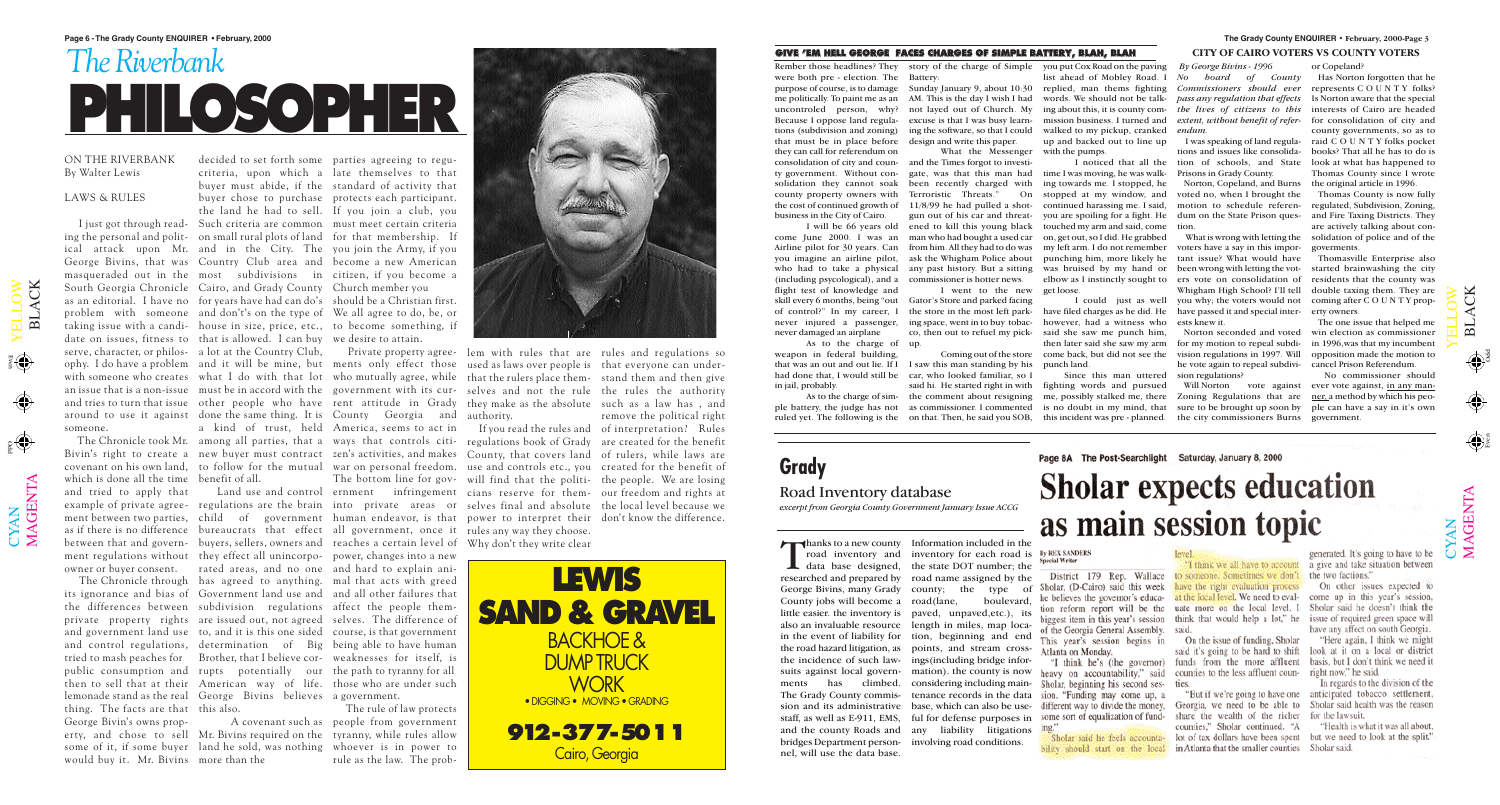# The Riverbank PHILOSOPHER

ON THE RIVERBANK
By Walter Lewis

LAWS & RULES

I just got through reading the personal and political attack upon Mr. George Bivins, that was masqueraded out in the South Georgia Chronicle as an editorial. I have no problem with someone taking issue with a candidate on issues, fitness to serve, character, or philosophy. I do have a problem with someone who creates an issue that is a non-issue and tries to turn that issue around to use it against someone.

The Chronicle took Mr. Bivin's right to create a covenant on his own land, which is done all the time and tried to apply that example of private agreement between two parties, as if there is no difference between that and government regulations without owner or buyer consent.

The Chronicle through its ignorance and bias of the differences between private property rights and government land use and control regulations, tried to mash peaches for public consumption and then to sell that at their lemonade stand as the real thing. The facts are that George Bivin's own property, and chose to sell some of it, if some buyer would buy it. Mr. Bivins decided to set forth some criteria, upon which a buyer must abide, if the buyer chose to purchase the land he had to sell. Such criteria are common on small rural plots of land and in the City. The Country Club area and most subdivisions in Cairo, and Grady County for years have had can do's and don't's on the type of house in size, price, etc., that is allowed. I can buy a lot at the Country Club, and it will be mine, but what I do with that lot must be in accord with the other people who have done the same thing. It is a kind of trust, held among all parties, that a new buyer must contract to follow for the mutual benefit of all.

Land use and control regulations are the brain child of government bureaucrats that effect buyers, sellers, owners and they effect all unincorporated areas, and no one has agreed to anything. Government land use and subdivision regulations are issued, not agreed to, and it is this one sided determination of Big Brother, that I believe corrupts potentially our American way of life. George Bivins believes this also.

A covenant such as Mr. Bivins required on the land he sold, was nothing more than the parties agreeing to regulate themselves to that standard of activity that protects each participant. If you join a club, you must meet certain criteria for that membership. If you join the Army, if you become a new American citizen, if you become a Church member you should be a Christian first. We all agree to do, be, or to become something, if we desire to attain.

Private property agreements only effect those who mutually agree, while government with its current attitude in Grady County Georgia and America, seems to act in ways that controls citizen's activities, and makes war on personal freedom. The bottom line for government infringement into private areas or human endeavor, is that all government, once it reaches a certain level of power, changes into a new and hard to explain animal that acts with greed and all other failures that affect the people themselves. The difference of course, is that government being able to have human weaknesses for itself, is the path to tyranny for all those who are under such a government.

The rule of law protects people from government tyranny, while rules allow whoever is in power to rule as the law. The problem with rules that are used as laws over people is that the rulers place themselves and not the rule the rules the authority they make as the absolute authority.

If you read the rules and regulations book of Grady County, that covers land use and controls etc., you will find that the politicians reserve for themselves final and absolute power to interpret their rules any way they choose. Why don't they write clear rules and regulations so that everyone can understand them and then give such as a law has, and remove the political right of interpretation? Rules are created for the benefit of rulers, while laws are created for the benefit of the people. We are losing our freedom and rights at the local level because we don't know the difference.

**LEWIS SAND & GRAVEL**
BACKHOE & DUMP TRUCK WORK
• DIGGING • MOVING • GRADING
912-377-5011
Cairo, Georgia

## GIVE 'EM HELL GEORGE FACES CHARGES OF SIMPLE BATTERY, BLAH, BLAH

Rember those headlines? They were both pre - election. The purpose of course, is to damage me politically. To paint me as an uncontrolled person, why? Because I oppose land regulations (subdivision and zoning) that must be in place before they can call for referendum on consolidation of city and county government. Without consolidation they cannot soak county property owners with the cost of continued growth of business in the City of Cairo.

I will be 66 years old come June 2000. I was an Airline pilot for 30 years. Can you imagine an airline pilot, who had to take a physical (including psycological), and a flight test of knowledge and skill every 6 months, being "out of control?" In my career, I never injured a passenger, never damaged an airplane.

As to the charge of weapon in federal building, that was an out and out lie. If I had done that, I would still be in jail, probably.

As to the charge of simple battery, the judge has not ruled yet. The following is the story of the charge of Simple Battery:

Sunday January 9, about 10:30 AM. This is the day I wish I had not layed out of Church. My excuse is that I was busy learning the software, so that I could design and write this paper.

What the Messenger and the Times forgot to investigate, was that this man had been recently charged with Terroristic Threats." On 11/8/99 he had pulled a shotgun out of his car and threatened to kill this young black man who had bought a used car from him. All they had to do was ask the Whigham Police about any past history. But a sitting commissioner is hotter news.

I went to the new Gator's Store and parked facing the store in the most left parking space, went in to buy tobacco, then out to refuel my pickup.

Coming out of the store I saw this man standing by his car, who looked familiar, so I said hi. He started right in with the comment about resigning as commissioner. I commented on that. Then, he said you SOB, you put Cox Road on the paving list ahead of Mobley Road. I replied, man thems fighting words. We should not be talking about this, it is county commission business. I turned and walked to my pickup, cranked up and backed out to line up with the pumps.

I noticed that all the time I was moving, he was walking towards me. I stopped, he stopped at my window, and continued harassing me. I said, you are spoiling for a fight. He touched my arm and said, come on, get out, so I did. He grabbed my left arm. I do not remember punching him, more likely he was bruised by my hand or elbow as I instinctly sought to get loose.

I could just as well have filed charges as he did. He however, had a witness who said she saw me punch him, then later said she saw my arm come back, but did not see the punch land.

Since this man uttered fighting words and pursued me, possibly stalked me, there is no doubt in my mind, that this incident was pre - planned.

## CITY OF CAIRO VOTERS VS COUNTY VOTERS

*By George Bivins - 1996*

*No board of County Commissioners should ever pass any regulation that effects the lives of citizens to this extent, without benefit of referendum.*

I was speaking of land regulations and issues like consolidation of schools, and State Prisons in Grady County.

Norton, Copeland, and Burns voted no, when I brought the motion to schedule referendum on the State Prison question.

What is wrong with letting the voters have a say in this important issue? What would have been wrong with letting the voters vote on consolidation of Whigham High School? I'll tell you why; the voters would not have passed it and special interests knew it.

Norton seconded and voted for my motion to repeal subdivision regulations in 1997. Will he vote again to repeal subdivision regulations?

Will Norton vote against Zoning Regulations that are sure to be brought up soon by the city commissioners Burns or Copeland?

Has Norton forgotten that he represents C O U N T Y folks? Is Norton aware that the special interests of Cairo are headed for consolidation of city and county governments, so as to raid C O U N T Y folks pocket books? That all he has to do is look at what has happened to Thomas County since I wrote the original article in 1996.

Thomas County is now fully regulated, Subdivision, Zoning, and Fire Taxing Districts. They are actively talking about consolidation of police and of the goverments.

Thomasville Enterprise also started brainwashing the city residents that the county was double taxing them. They are coming after C O U N T Y property owners.

The one issue that helped me win election as commissioner in 1996,was that my incumbent opposition made the motion to cancel Prison Referendum.

No commissioner should ever vote against, in any manner, a method by which his people can have a say in it's own government.

## Grady

### Road Inventory database

*excerpt from Georgia County Government January Issue ACCG*

Thanks to a new county road inventory and data base designed, researched and prepared by George Bivins, many Grady County jobs will become a little easier. the inventory is also an invaluable resource in the event of liability for the road hazard litigation, as the incidence of such lawsuits against local governments has climbed. The Grady County commission and its administrative staff, as well as E-911, EMS, and the county Roads and bridges Department personnel, will use the data base. Information included in the inventory for each road is the state DOT number; the road name assigned by the county; the type of road(lane, boulevard, paved, unpaved,etc.), its length in miles, map location, beginning and end points, and stream crossings(including bridge information). the county is now considering including maintenance records in the data base, which can also be useful for defense purposes in any liability litigations involving road conditions.

Page 8A The Post-Searchlight Saturday, January 8, 2000

# Sholar expects education as main session topic

By REX SANDERS
Special Writer

District 179 Rep. Wallace Sholar, (D-Cairo) said this week he believes the governor's education reform report will be the biggest item in this year's session of the Georgia General Assembly. This year's session begins in Atlanta on Monday.

"I think he's (the governor) heavy on accountability," said Sholar, beginning his second session. "Funding may come up, a different way to divide the money, some sort of equalization of funding."

Sholar said he feels accountability should start on the local level.

"I think we all have to account to someone. Sometimes we don't have the right evaluation process at the local level. We need to evaluate more on the local level. I think that would help a lot," he said.

On the issue of funding, Sholar said it's going to be hard to shift funds from the more affluent counties to the less affluent counties.

"But if we're going to have one Georgia, we need to be able to share the wealth of the richer counties," Sholar continued. "A lot of tax dollars have been spent in Atlanta that the smaller counties generated. It's going to have to be a give and take situation between the two factions."

On other issues expected to come up in this year's session, Sholar said he doesn't think the issue of required green space will have any affect on south Georgia.

"Here again, I think we might look at it on a local or district basis, but I don't think we need it right now," he said.

In regards to the division of the anticipated tobacco settlement, Sholar said health was the reason for the lawsuit.

"Health is what it was all about, but we need to look at the split," Sholar said.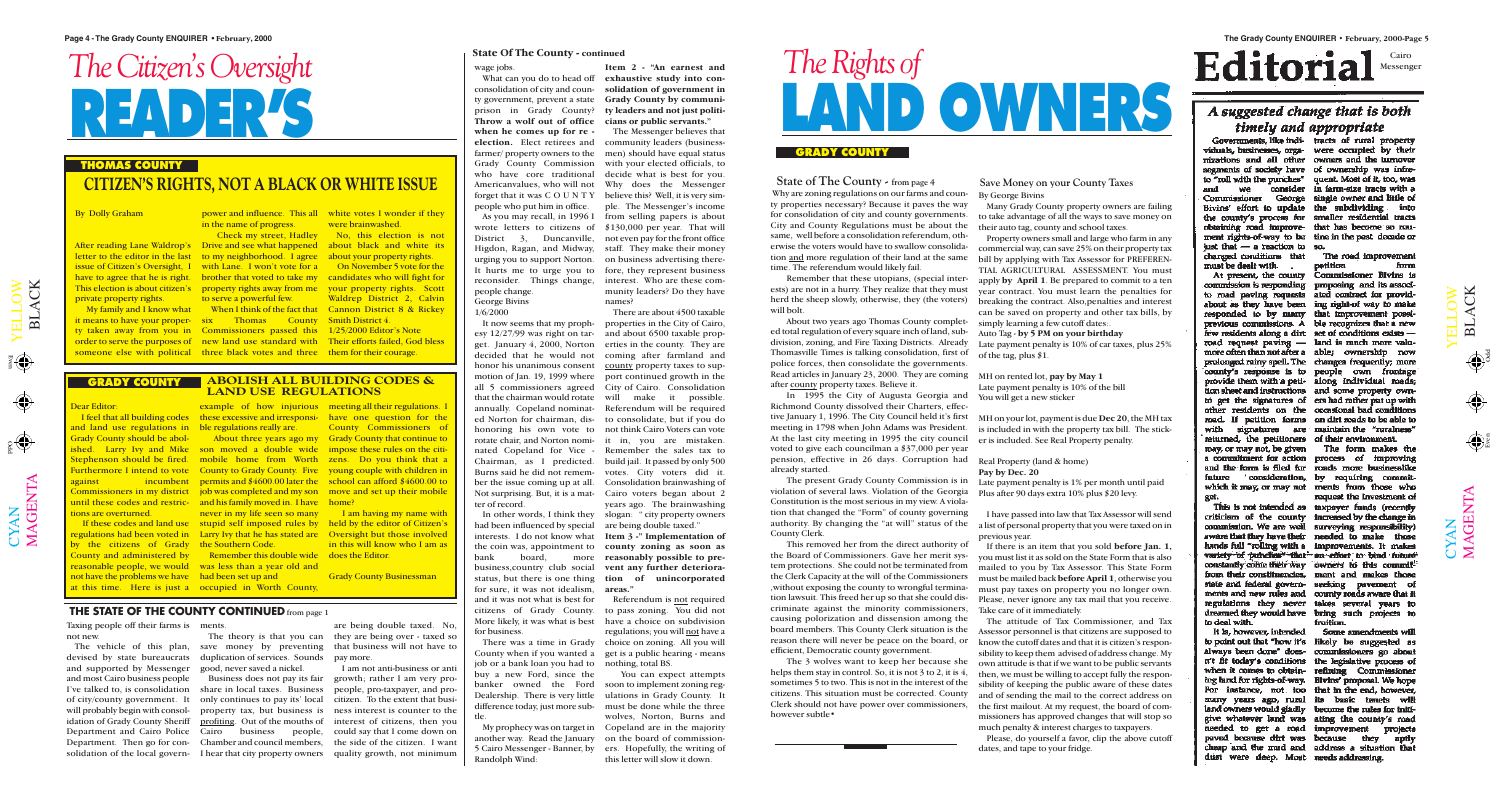# The Citizen's Oversight

# READER'S

## THOMAS COUNTY

## CITIZEN'S RIGHTS, NOT A BLACK OR WHITE ISSUE

By Dolly Graham

After reading Lane Waldrop's letter to the editor in the last issue of Citizen's Oversight, I have to agree that he is right. This election is about citizen's private property rights.

My family and I know what it means to have your property taken away from you in order to serve the purposes of someone else with political power and influence. This all in the name of progress.

Check my street, Hadley Drive and see what happened to my neighborhood. I agree with Lane. I won't vote for a brother that voted to take my property rights away from me to serve a powerful few.

When I think of the fact that six Thomas County Commissioners passed this new land use standard with three black votes and three white votes I wonder if they were brainwashed.

No, this election is not about black and white its about your property rights.

On November 5 vote for the candidates who will fight for your property rights. Scott Waldrep District 2, Calvin Cannon District 8 & Rickey Smith District 4.

1/25/2000 Editor's Note

Their efforts failed, God bless them for their courage.

## GRADY COUNTY

## ABOLISH ALL BUILDING CODES & LAND USE REGULATIONS

Dear Editor:

I feel that all building codes and land use regulations in Grady County should be abolished. Larry Ivy and Mike Stephenson should be fired. Furthermore I intend to vote against incumbent Commissioners in my district until these codes and restrictions are overturned.

If these codes and land use regulations had been voted in by the citizens of Grady County and administered by reasonable people, we would not have the problems we have at this time. Here is just a example of how injurious these excessive and irresponsible regulations really are.

About three years ago my son moved a double wide mobile home from Worth County to Grady County. Five permits and $4600.00 later the job was completed and my son and his family moved in. I have never in my life seen so many stupid self imposed rules by Larry Ivy that he has stated are in the Southern Code.

Remember this double wide was less than a year old and had been set up and occupied in Worth County, meeting all their regulations. I have one question for the County Commissioners of Grady County that continue to impose these rules on the citizens. Do you think that a young couple with children in school can afford $4600.00 to move and set up their mobile home?

I am having my name withheld by the editor of Citizen's Oversight but these involved in this will know who I am as does the Editor.

Grady County Businessman

## THE STATE OF THE COUNTY CONTINUED from page 1

Taxing people off their farms is not new.

The vehicle of this plan, devised by state bureaucrats and supported by Messenger and most Cairo business people I've talked to, is consolidation of city/county government. It will probably begin with consolidation of Grady County Sheriff Department and Cairo Police Department. Then go for consolidation of the local governments.

The theory is that you can save money by preventing duplication of services. Sounds good, never saved a nickel.

Business does not pay its fair share in local taxes. Business only continues to pay its' local property tax, but business is profiting. Out of the mouths of Cairo business people, Chamber and council members, I hear that city property owners are being double taxed. No, they are being over - taxed so that business will not have to pay more.

I am not anti-business or anti growth; rather I am very pro-people, pro-taxpayer, and pro-citizen. To the extent that business interest is counter to the interest of citizens, then you could say that I come down on the side of the citizen. I want quality growth, not minimum wage jobs.

## State Of The County - continued

What can you do to head off consolidation of city and county government, prevent a state prison in Grady County? **Throw a wolf out of office when he comes up for re - election.** Elect retirees and farmer/ property owners to the Grady County Commission who have core traditional Americanvalues, who will not forget that it was C O U N T Y people who put him in office.

As you may recall, in 1996 I wrote letters to citizens of District 3, Duncanville, Higdon, Ragan, and Midway, urging you to support Norton. It hurts me to urge you to reconsider. Things change, people change.
George Bivins
1/6/2000

It now seems that my prophesy 12/27/99 was right on target. January 4, 2000, Norton decided that he would not honor his unanimous consent motion of Jan. 19, 1999 where all 5 commissioners agreed that the chairman would rotate annually. Copeland nominated Norton for chairman, dishonoring his own vote to rotate chair, and Norton nominated Copeland for Vice - Chairman, as I predicted. Burns said he did not remember the issue coming up at all. Not surprising. But, it is a matter of record.

In other words, I think they had been influenced by special interests. I do not know what the coin was, appointment to the bank board, more business,country club social status, but there is one thing for sure, it was not idealism, and it was not what is best for citizens of Grady County. More likely, it was what is best for business.

There was a time in Grady County when if you wanted a job or a bank loan you had to buy a new Ford, since the banker owned the Ford Dealership. There is very little difference today, just more subtle.

My prophecy was on target in another way. Read the January 5 Cairo Messenger - Banner, by Randolph Wind:

**Item 2 - "An earnest and exhaustive study into consolidation of government in Grady County by community leaders and not just politicians or public servants."**

The Messenger believes that community leaders (businessmen) should have equal status with your elected officials, to decide what is best for you. Why does the Messenger believe this? Well, it is very simple. The Messenger's income from selling papers is about $130,000 per year. That will not even pay for the front office staff. They make their money on business advertising therefore, they represent business interest. Who are these community leaders? Do they have names?

There are about 4500 taxable properties in the City of Cairo, and about 6500 taxable properties in the county. They are coming after farmland and county property taxes to support continued growth in the City of Cairo. Consolidation will make it possible. Referendum will be required to consolidate, but if you do not think Cairo Voters can vote it in, you are mistaken. Remember the sales tax to build jail. It passed by only 500 votes. City voters did it. Consolidation brainwashing of Cairo voters began about 2 years ago. The brainwashing slogan: "city property owners are being double taxed."

**Item 3 -" Implementation of county zoning as soon as reasonably possible to prevent any further deterioration of unincorporated areas."**

Referendum is not required to pass zoning. You did not have a choice on subdivision regulations; you will not have a choice on zoning. All you will get is a public hearing - means nothing, total BS.

You can expect attempts soon to implement zoning regulations in Grady County. It must be done while the three wolves, Norton, Burns and Copeland are in the majority on the board of commissioners. Hopefully, the writing of this letter will slow it down.

# The Rights of LAND OWNERS

## GRADY COUNTY

### State of The County - from page 4

Why are zoning regulations on our farms and county properties necessary? Because it paves the way for consolidation of city and county governments. City and County Regulations must be about the same, well before a consolidation referendum, otherwise the voters would have to swallow consolidation and more regulation of their land at the same time. The referendum would likely fail.

Remember that these utopians, (special interests) are not in a hurry. They realize that they must herd the sheep slowly, otherwise, they (the voters) will bolt.

About two years ago Thomas County completed total regulation of every square inch of land, subdivision, zoning, and Fire Taxing Districts. Already Thomasville Times is talking consolidation, first of police forces, then consolidate the governments. Read articles in January 23, 2000. They are coming after county property taxes. Believe it.

In 1995 the City of Augusta Georgia and Richmond County dissolved their Charters, effective January 1, 1996. The City Council held it's first meeting in 1798 when John Adams was President. At the last city meeting in 1995 the city council voted to give each councilman a $37,000 per year pension, effective in 26 days. Corruption had already started.

The present Grady County Commission is in violation of several laws. Violation of the Georgia Constitution is the most serious in my view. A violation that changed the "Form" of county governing authority. By changing the "at will" status of the County Clerk.

This removed her from the direct authority of the Board of Commissioners. Gave her merit system protections. She could not be terminated from the Clerk Capacity at the will of the Commissioners ,without exposing the county to wrongful termination lawsuit. This freed her up so that she could discriminate against the minority commissioners, causing polorization and dissension among the board members. This County Clerk situation is the reason there will never be peace on the board, or efficient, Democratic county government.

The 3 wolves want to keep her because she helps them stay in control. So, it is not 3 to 2, it is 4, sometimes 5 to two. This is not in the interest of the citizens. This situation must be corrected. County Clerk should not have power over commissioners, however subtle•

### Save Money on your County Taxes

By George Bivins

Many Grady County property owners are failing to take advantage of all the ways to save money on their auto tag, county and school taxes.

Property owners small and large who farm in any commercial way, can save 25% on their property tax bill by applying with Tax Assessor for PREFERENTIAL AGRICULTURAL ASSESSMENT. You must apply **by April 1**. Be prepared to commit to a ten year contract. You must learn the penalties for breaking the contract. Also,penalties and interest can be saved on property and other tax bills, by simply learning a few cutoff dates:

Auto Tag - **by 5 PM on your birthday**
Late payment penalty is 10% of car taxes, plus 25% of the tag, plus $1.

MH on rented lot, **pay by May 1**
Late payment penalty is 10% of the bill
You will get a new sticker

MH on your lot, payment is due **Dec 20**, the MH tax is included in with the property tax bill. The sticker is included. See Real Property penalty.

Real Property (land & home)
**Pay by Dec. 20**
Late payment penalty is 1% per month until paid
Plus after 90 days extra 10% plus $20 levy.

I have passed into law that Tax Assessor will send a list of personal property that you were taxed on in previous year.

If there is an item that you sold **before Jan. 1,** you must list it as sold on the State Form that is also mailed to you by Tax Assessor. This State Form must be mailed back **before April 1**, otherwise you must pay taxes on property you no longer own. Please, never ignore any tax mail that you receive. Take care of it immediately.

The attitude of Tax Commissioner, and Tax Assessor personnel is that citizens are supposed to know the cutoff dates and that it is citizen's responsibility to keep them advised of address change. My own attitude is that if we want to be public servants then, we must be willing to accept fully the responsibility of keeping the public aware of these dates and of sending the mail to the correct address on the first mailout. At my request, the board of commissioners has approved changes that will stop so much penalty & interest charges to taxpayers.

Please, do yourself a favor, clip the above cutoff dates, and tape to your fridge.

# Editorial

Cairo Messenger

## *A suggested change that is both timely and appropriate*

Governments, like individuals, businesses, organizations and all other segments of society have to "roll with the punches" and we consider Commissioner George Bivins' effort to update the county's process for obtaining road improvement rights-of-way to be just that — a reaction to changed conditions that must be dealt with.

At present, the county commission is responding to road paving requests about as they have been responded to by many previous commissions. A few residents along a dirt road request paving — more often than not after a prolonged rainy spell. The county's response is to provide them with a petition sheet and instructions to get the signatures of other residents on the road. If petition forms with signatures are returned, the petitioners may, or may not, be given a commitment for action and the form is filed for future consideration, which it may, or may not get.

This is not intended as criticism of the county commission. We are well aware that they have their hands full "rolling with a variety of 'punches' that constantly come their way from their constituencies, state and federal governments and new rules and regulations they never dreamed they would have to deal with.

It is, however, intended to point out that "how it's always been done" doesn't fit today's conditions when it comes to obtaining land for rights-of-way. For instance, not too many years ago, rural land owners would gladly give whatever land was needed to get a road paved because dirt was cheap and the mud and dust were deep. Most tracts of rural property were occupied by their owners and the turnover of ownership was infrequent. Most of it, too, was in farm-size tracts with a single owner and little of the subdividing into smaller residential tracts that has become so routine in the past decade or so.

The road improvement petition form Commissioner Bivins is proposing and its associated contract for providing right-of-way to make that improvement possible recognizes that a new set of conditions exists — land is much more valuable; ownership now changes frequently more people own frontage along individual roads; and some property owners had rather put up with occasional bad conditions on dirt roads to be able to maintain the "ruralness" of their environment.

The form makes the process of improving roads more businesslike by requiring commitments from those who request the investment of taxpayer funds (recently increased by the change in surveying responsibility) needed to make those improvements. It makes an effort to bind future owners to this commitment and makes those seeking pavement of county roads aware that it takes several years to bring such projects to fruition.

Some amendments will likely be suggested as commissioners go about the legislative process of refining Commissioner Bivins' proposal. We hope that in the end, however, its basic tenets will become the rules for initiating the county's road improvement projects because they aptly address a situation that needs addressing.